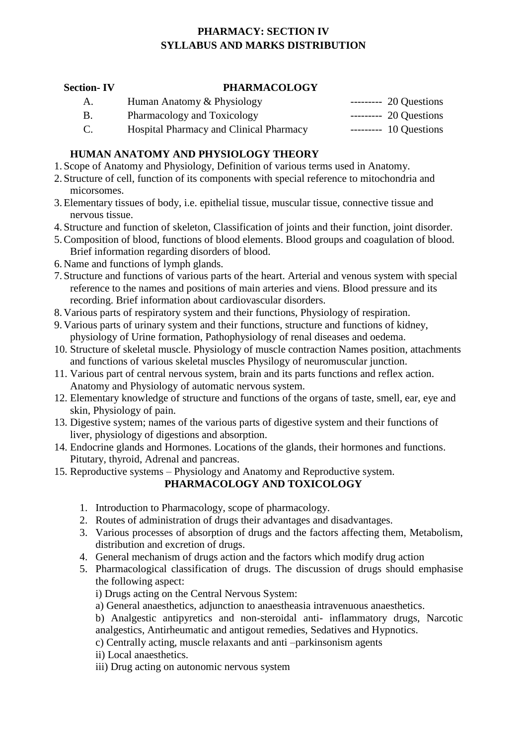# PHARMACY: SECTION IV
# SYLLABUS AND MARKS DISTRIBUTION

| Section- IV | PHARMACOLOGY | |
|---|---|---|
| A. | Human Anatomy & Physiology | --------- 20 Questions |
| B. | Pharmacology and Toxicology | --------- 20 Questions |
| C. | Hospital Pharmacy and Clinical Pharmacy | --------- 10 Questions |

## HUMAN ANATOMY AND PHYSIOLOGY THEORY

1. Scope of Anatomy and Physiology, Definition of various terms used in Anatomy.
2. Structure of cell, function of its components with special reference to mitochondria and micorsomes.
3. Elementary tissues of body, i.e. epithelial tissue, muscular tissue, connective tissue and nervous tissue.
4. Structure and function of skeleton, Classification of joints and their function, joint disorder.
5. Composition of blood, functions of blood elements. Blood groups and coagulation of blood. Brief information regarding disorders of blood.
6. Name and functions of lymph glands.
7. Structure and functions of various parts of the heart. Arterial and venous system with special reference to the names and positions of main arteries and viens. Blood pressure and its recording. Brief information about cardiovascular disorders.
8. Various parts of respiratory system and their functions, Physiology of respiration.
9. Various parts of urinary system and their functions, structure and functions of kidney, physiology of Urine formation, Pathophysiology of renal diseases and oedema.
10. Structure of skeletal muscle. Physiology of muscle contraction Names position, attachments and functions of various skeletal muscles Physilogy of neuromuscular junction.
11. Various part of central nervous system, brain and its parts functions and reflex action. Anatomy and Physiology of automatic nervous system.
12. Elementary knowledge of structure and functions of the organs of taste, smell, ear, eye and skin, Physiology of pain.
13. Digestive system; names of the various parts of digestive system and their functions of liver, physiology of digestions and absorption.
14. Endocrine glands and Hormones. Locations of the glands, their hormones and functions. Pituitary, thyroid, Adrenal and pancreas.
15. Reproductive systems – Physiology and Anatomy and Reproductive system.

## PHARMACOLOGY AND TOXICOLOGY

1. Introduction to Pharmacology, scope of pharmacology.
2. Routes of administration of drugs their advantages and disadvantages.
3. Various processes of absorption of drugs and the factors affecting them, Metabolism, distribution and excretion of drugs.
4. General mechanism of drugs action and the factors which modify drug action
5. Pharmacological classification of drugs. The discussion of drugs should emphasise the following aspect:

   i) Drugs acting on the Central Nervous System:

   a) General anaesthetics, adjunction to anaestheasia intravenuous anaesthetics.

   b) Analgestic antipyretics and non-steroidal anti- inflammatory drugs, Narcotic analgestics, Antirheumatic and antigout remedies, Sedatives and Hypnotics.

   c) Centrally acting, muscle relaxants and anti –parkinsonism agents

   ii) Local anaesthetics.

   iii) Drug acting on autonomic nervous system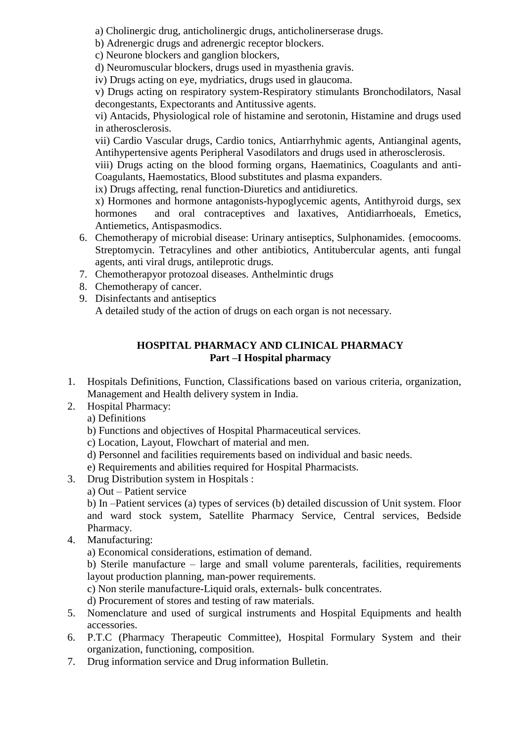a) Cholinergic drug, anticholinergic drugs, anticholinerserase drugs.

b) Adrenergic drugs and adrenergic receptor blockers.

c) Neurone blockers and ganglion blockers,

d) Neuromuscular blockers, drugs used in myasthenia gravis.

iv) Drugs acting on eye, mydriatics, drugs used in glaucoma.

v) Drugs acting on respiratory system-Respiratory stimulants Bronchodilators, Nasal decongestants, Expectorants and Antitussive agents.

vi) Antacids, Physiological role of histamine and serotonin, Histamine and drugs used in atherosclerosis.

vii) Cardio Vascular drugs, Cardio tonics, Antiarrhyhmic agents, Antianginal agents, Antihypertensive agents Peripheral Vasodilators and drugs used in atherosclerosis.

viii) Drugs acting on the blood forming organs, Haematinics, Coagulants and anti-Coagulants, Haemostatics, Blood substitutes and plasma expanders.

ix) Drugs affecting, renal function-Diuretics and antidiuretics.

x) Hormones and hormone antagonists-hypoglycemic agents, Antithyroid durgs, sex hormones and oral contraceptives and laxatives, Antidiarrhoeals, Emetics, Antiemetics, Antispasmodics.

6. Chemotherapy of microbial disease: Urinary antiseptics, Sulphonamides. {emocooms. Streptomycin. Tetracylines and other antibiotics, Antitubercular agents, anti fungal agents, anti viral drugs, antileprotic drugs.
7. Chemotherapyor protozoal diseases. Anthelmintic drugs
8. Chemotherapy of cancer.
9. Disinfectants and antiseptics

   A detailed study of the action of drugs on each organ is not necessary.

## HOSPITAL PHARMACY AND CLINICAL PHARMACY

### Part –I Hospital pharmacy

1. Hospitals Definitions, Function, Classifications based on various criteria, organization, Management and Health delivery system in India.
2. Hospital Pharmacy:

   a) Definitions

   b) Functions and objectives of Hospital Pharmaceutical services.

   c) Location, Layout, Flowchart of material and men.

   d) Personnel and facilities requirements based on individual and basic needs.

   e) Requirements and abilities required for Hospital Pharmacists.
3. Drug Distribution system in Hospitals :

   a) Out – Patient service

   b) In –Patient services (a) types of services (b) detailed discussion of Unit system. Floor and ward stock system, Satellite Pharmacy Service, Central services, Bedside Pharmacy.
4. Manufacturing:

   a) Economical considerations, estimation of demand.

   b) Sterile manufacture – large and small volume parenterals, facilities, requirements layout production planning, man-power requirements.

   c) Non sterile manufacture-Liquid orals, externals- bulk concentrates.

   d) Procurement of stores and testing of raw materials.
5. Nomenclature and used of surgical instruments and Hospital Equipments and health accessories.
6. P.T.C (Pharmacy Therapeutic Committee), Hospital Formulary System and their organization, functioning, composition.
7. Drug information service and Drug information Bulletin.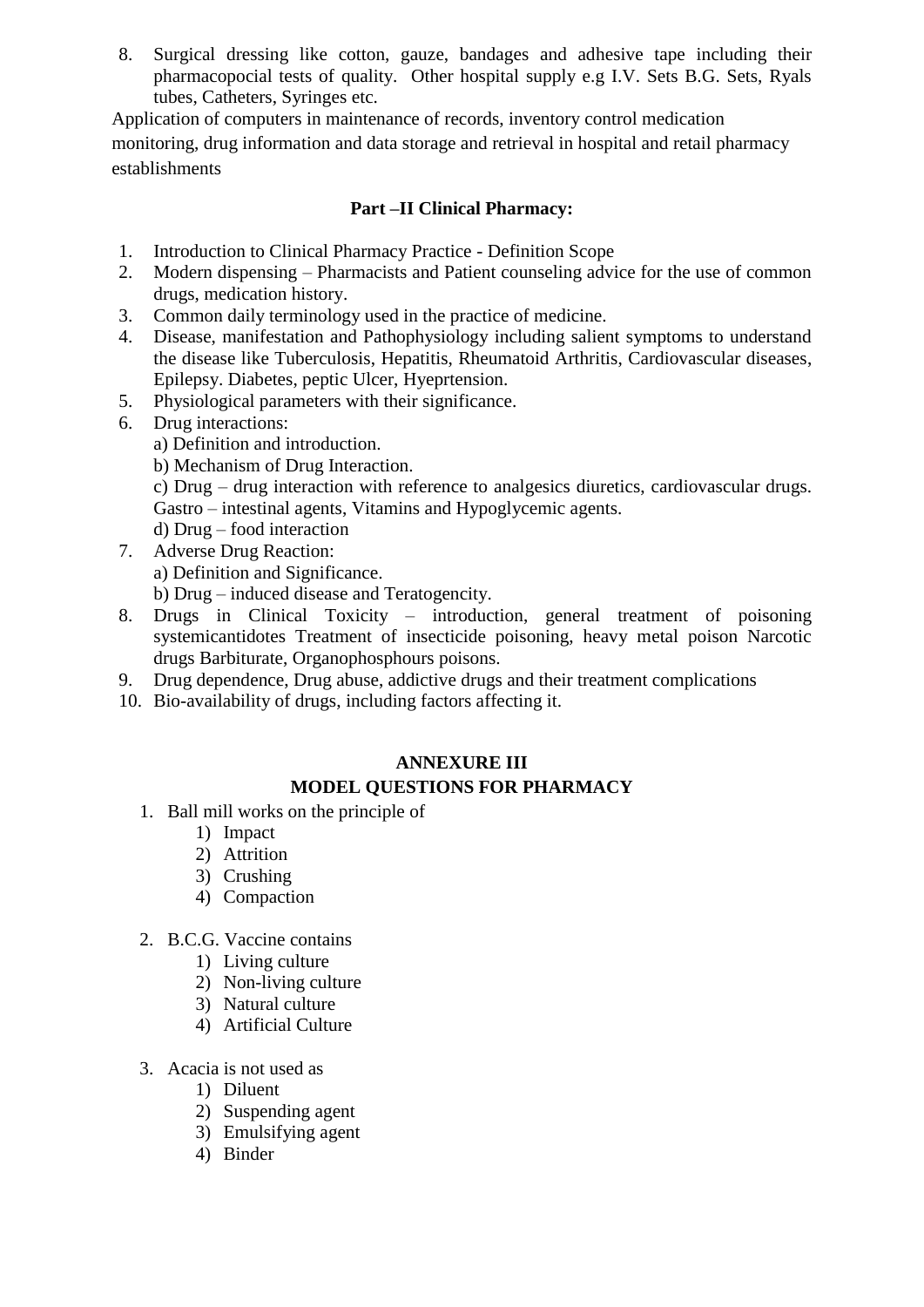8. Surgical dressing like cotton, gauze, bandages and adhesive tape including their pharmacopocial tests of quality. Other hospital supply e.g I.V. Sets B.G. Sets, Ryals tubes, Catheters, Syringes etc.

Application of computers in maintenance of records, inventory control medication monitoring, drug information and data storage and retrieval in hospital and retail pharmacy establishments

**Part –II Clinical Pharmacy:**

1. Introduction to Clinical Pharmacy Practice - Definition Scope
2. Modern dispensing – Pharmacists and Patient counseling advice for the use of common drugs, medication history.
3. Common daily terminology used in the practice of medicine.
4. Disease, manifestation and Pathophysiology including salient symptoms to understand the disease like Tuberculosis, Hepatitis, Rheumatoid Arthritis, Cardiovascular diseases, Epilepsy. Diabetes, peptic Ulcer, Hyeprtension.
5. Physiological parameters with their significance.
6. Drug interactions:
   a) Definition and introduction.
   b) Mechanism of Drug Interaction.
   c) Drug – drug interaction with reference to analgesics diuretics, cardiovascular drugs. Gastro – intestinal agents, Vitamins and Hypoglycemic agents.
   d) Drug – food interaction
7. Adverse Drug Reaction:
   a) Definition and Significance.
   b) Drug – induced disease and Teratogencity.
8. Drugs in Clinical Toxicity – introduction, general treatment of poisoning systemicantidotes Treatment of insecticide poisoning, heavy metal poison Narcotic drugs Barbiturate, Organophosphours poisons.
9. Drug dependence, Drug abuse, addictive drugs and their treatment complications
10. Bio-availability of drugs, including factors affecting it.

## ANNEXURE III

## MODEL QUESTIONS FOR PHARMACY

1. Ball mill works on the principle of
   1) Impact
   2) Attrition
   3) Crushing
   4) Compaction

2. B.C.G. Vaccine contains
   1) Living culture
   2) Non-living culture
   3) Natural culture
   4) Artificial Culture

3. Acacia is not used as
   1) Diluent
   2) Suspending agent
   3) Emulsifying agent
   4) Binder